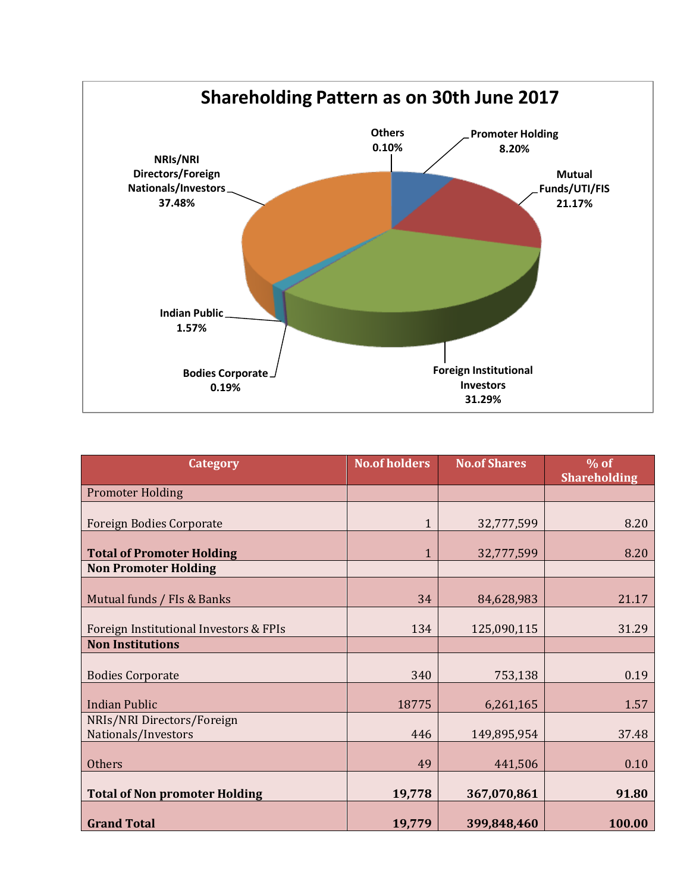## Shareholding Pattern as on 30th June 2017

Others 0.10%

Promoter Holding 8.20%

Mutual Funds/UTI/FIS 21.17%

Foreign Institutional Investors 31.29%

Bodies Corporate 0.19%

Indian Public 1.57%

NRIs/NRI Directors/Foreign Nationals/Investors 37.48%

| Category | No.of holders | No.of Shares | % of Shareholding |
|---|---|---|---|
| Promoter Holding | | | |
| Foreign Bodies Corporate | 1 | 32,777,599 | 8.20 |
| **Total of Promoter Holding** | 1 | 32,777,599 | 8.20 |
| **Non Promoter Holding** | | | |
| Mutual funds / FIs & Banks | 34 | 84,628,983 | 21.17 |
| Foreign Institutional Investors & FPIs | 134 | 125,090,115 | 31.29 |
| **Non Institutions** | | | |
| Bodies Corporate | 340 | 753,138 | 0.19 |
| Indian Public | 18775 | 6,261,165 | 1.57 |
| NRIs/NRI Directors/Foreign Nationals/Investors | 446 | 149,895,954 | 37.48 |
| Others | 49 | 441,506 | 0.10 |
| **Total of Non promoter Holding** | **19,778** | **367,070,861** | **91.80** |
| **Grand Total** | **19,779** | **399,848,460** | **100.00** |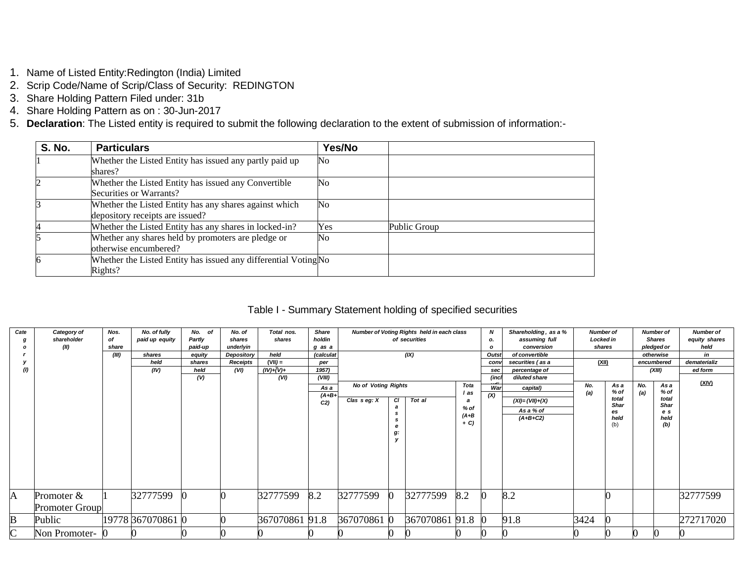1. Name of Listed Entity:Redington (India) Limited
2. Scrip Code/Name of Scrip/Class of Security: REDINGTON
3. Share Holding Pattern Filed under: 31b
4. Share Holding Pattern as on : 30-Jun-2017
5. **Declaration**: The Listed entity is required to submit the following declaration to the extent of submission of information:-

| S. No. | Particulars | Yes/No | |
|---|---|---|---|
| 1 | Whether the Listed Entity has issued any partly paid up shares? | No | |
| 2 | Whether the Listed Entity has issued any Convertible Securities or Warrants? | No | |
| 3 | Whether the Listed Entity has any shares against which depository receipts are issued? | No | |
| 4 | Whether the Listed Entity has any shares in locked-in? | Yes | Public Group |
| 5 | Whether any shares held by promoters are pledge or otherwise encumbered? | No | |
| 6 | Whether the Listed Entity has issued any differential Voting Rights? | No | |

Table I - Summary Statement holding of specified securities

| Category (I) | Category of shareholder (II) | Nos. of share (III) | No. of fully paid up equity shares held (IV) | No. of Partly paid-up equity shares held (V) | No. of shares underlying Depository Receipts (VI) | Total nos. shares held (VII) = (IV)+(V)+ (VI) | Shareholding as a per (calculated as per SCRR, 1957) (VIII) As a % of (A+B+C2) | Number of Voting Rights held in each class of securities (IX) | | | | No. of Outstanding convertible securities (including Warrants) (X) | Shareholding, as a % assuming full conversion of convertible securities ( as a percentage of diluted share capital) (XI)= (VII)+(X) As a % of (A+B+C2) | Number of Locked in shares (XII) | | Number of Shares pledged or otherwise encumbered (XIII) | | Number of equity shares held in dematerialized form (XIV) |
|---|---|---|---|---|---|---|---|---|---|---|---|---|---|---|---|---|---|---|
| | | | | | | | | No of Voting Rights | | | Total as a % of (A+B+C) | | | No. (a) | As a % of total Shares held (b) | No. (a) | As a % of total Shares held (b) | |
| | | | | | | | | Class eg: X | Class eg: y | Total | | | | | | | | |
| A | Promoter & Promoter Group | 1 | 32777599 | 0 | 0 | 32777599 | 8.2 | 32777599 | 0 | 32777599 | 8.2 | 0 | 8.2 | | 0 | | | 32777599 |
| B | Public | 19778 | 367070861 | 0 | 0 | 367070861 | 91.8 | 367070861 | 0 | 367070861 | 91.8 | 0 | 91.8 | 3424 | 0 | | | 272717020 |
| C | Non Promoter- | 0 | 0 | 0 | 0 | 0 | 0 | 0 | 0 | 0 | 0 | 0 | 0 | 0 | 0 | 0 | 0 | 0 |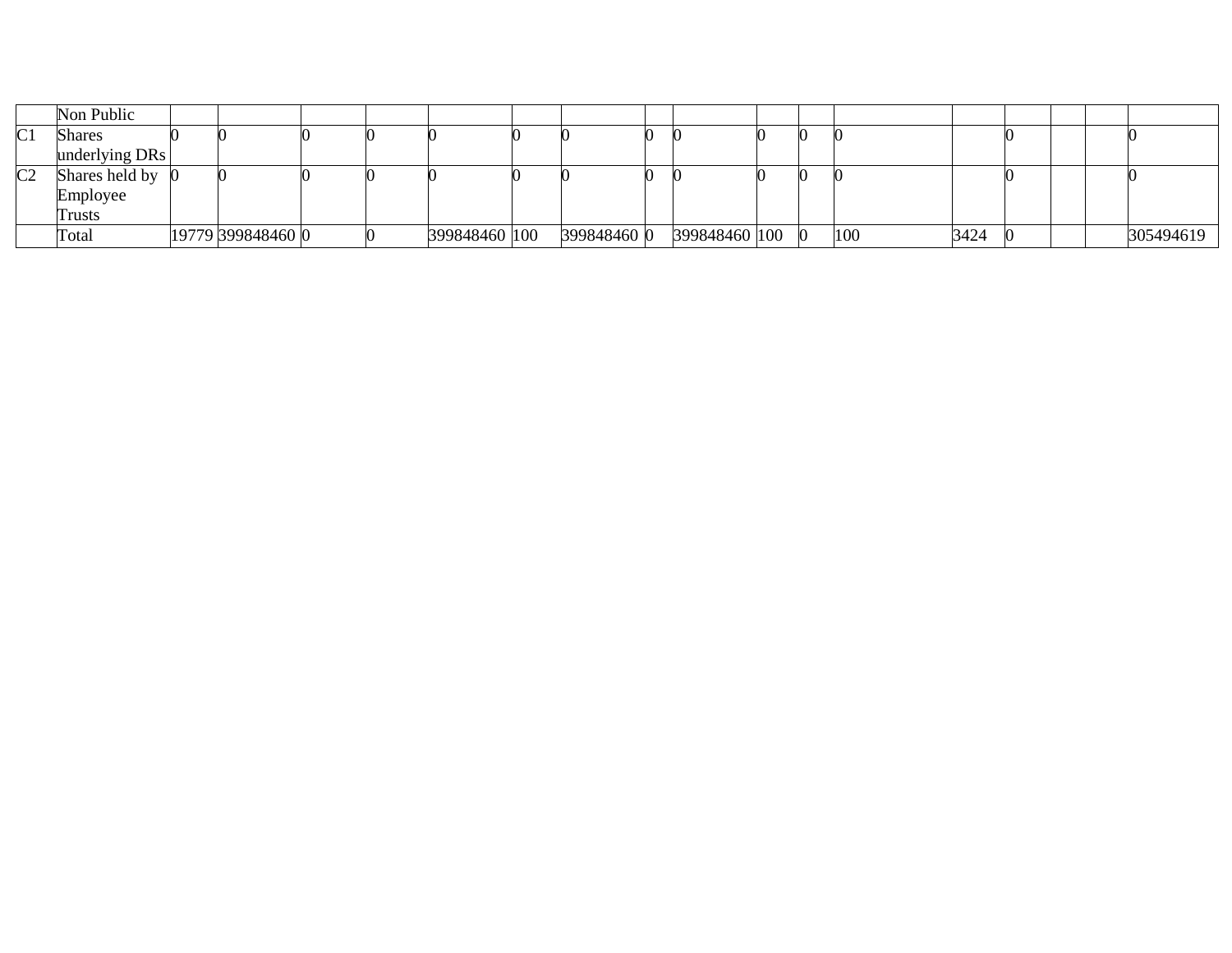| | Non Public | | | | | | | | | | | | | | | | | |
|---|---|---|---|---|---|---|---|---|---|---|---|---|---|---|---|---|---|---|
| C1 | Shares underlying DRs | 0 | 0 | 0 | 0 | 0 | 0 | 0 | 0 | 0 | 0 | 0 | 0 | | 0 | | | 0 |
| C2 | Shares held by Employee Trusts | 0 | 0 | 0 | 0 | 0 | 0 | 0 | 0 | 0 | 0 | 0 | 0 | | 0 | | | 0 |
| | Total | 19779 | 399848460 | 0 | 0 | 399848460 | 100 | 399848460 | 0 | 399848460 | 100 | 0 | 100 | 3424 | 0 | | | 305494619 |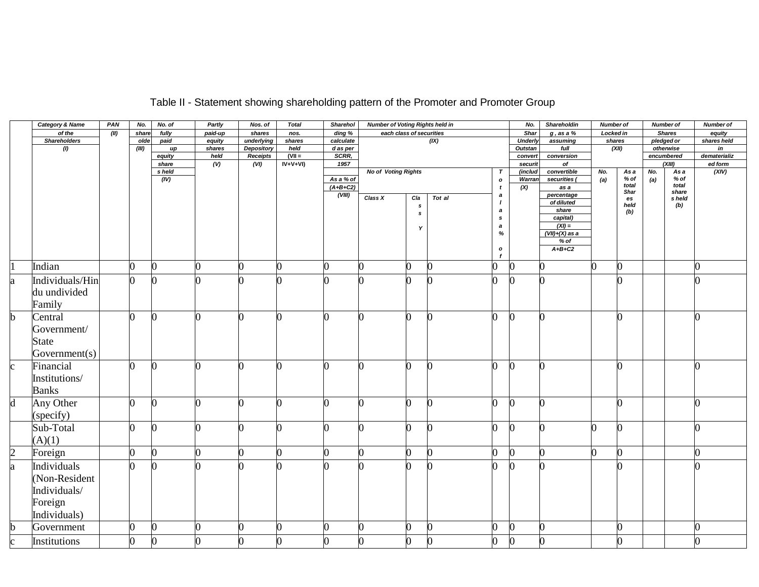## Table II - Statement showing shareholding pattern of the Promoter and Promoter Group

| | Category & Name of the Shareholders (I) | PAN (II) | No. shareholder (III) | No. of fully paid up equity shares held (IV) | Partly paid-up equity shares held (V) | Nos. of shares underlying Depository Receipts (VI) | Total nos. shares held (VII = IV+V+VI) | Shareholding % calculated as per SCRR, 1957 As a % of (A+B+C2) (VIII) | Number of Voting Rights held in each class of securities (IX) | | | | No. Shares Underlying Outstanding convertible securities (including Warrants) (X) | Shareholding , as a % assuming full conversion of convertible securities ( as a percentage of diluted share capital) (XI) = (VII)+(X) as a % of A+B+C2 | Number of Locked in shares (XII) | | Number of Shares pledged or otherwise encumbered (XIII) | | Number of equity shares held in dematerialized form (XIV) |
|---|---|---|---|---|---|---|---|---|---|---|---|---|---|---|---|---|---|---|---|
| | | | | | | | | | No of Voting Rights | | | Total as a % of | | | No. (a) | As a % of total Shares held (b) | No. (a) | As a % of total shares held (b) | |
| | | | | | | | | | Class X | Class Y | Total | | | | | | | | |
| 1 | Indian | | 0 | 0 | 0 | 0 | 0 | 0 | 0 | 0 | 0 | 0 | 0 | 0 | 0 | 0 | | | 0 |
| a | Individuals/Hindu undivided Family | | 0 | 0 | 0 | 0 | 0 | 0 | 0 | 0 | 0 | 0 | 0 | 0 | | 0 | | | 0 |
| b | Central Government/ State Government(s) | | 0 | 0 | 0 | 0 | 0 | 0 | 0 | 0 | 0 | 0 | 0 | 0 | | 0 | | | 0 |
| c | Financial Institutions/ Banks | | 0 | 0 | 0 | 0 | 0 | 0 | 0 | 0 | 0 | 0 | 0 | 0 | | 0 | | | 0 |
| d | Any Other (specify) | | 0 | 0 | 0 | 0 | 0 | 0 | 0 | 0 | 0 | 0 | 0 | 0 | | 0 | | | 0 |
| | Sub-Total (A)(1) | | 0 | 0 | 0 | 0 | 0 | 0 | 0 | 0 | 0 | 0 | 0 | 0 | 0 | 0 | | | 0 |
| 2 | Foreign | | 0 | 0 | 0 | 0 | 0 | 0 | 0 | 0 | 0 | 0 | 0 | 0 | 0 | 0 | | | 0 |
| a | Individuals (Non-Resident Individuals/ Foreign Individuals) | | 0 | 0 | 0 | 0 | 0 | 0 | 0 | 0 | 0 | 0 | 0 | 0 | | 0 | | | 0 |
| b | Government | | 0 | 0 | 0 | 0 | 0 | 0 | 0 | 0 | 0 | 0 | 0 | 0 | | 0 | | | 0 |
| c | Institutions | | 0 | 0 | 0 | 0 | 0 | 0 | 0 | 0 | 0 | 0 | 0 | 0 | | 0 | | | 0 |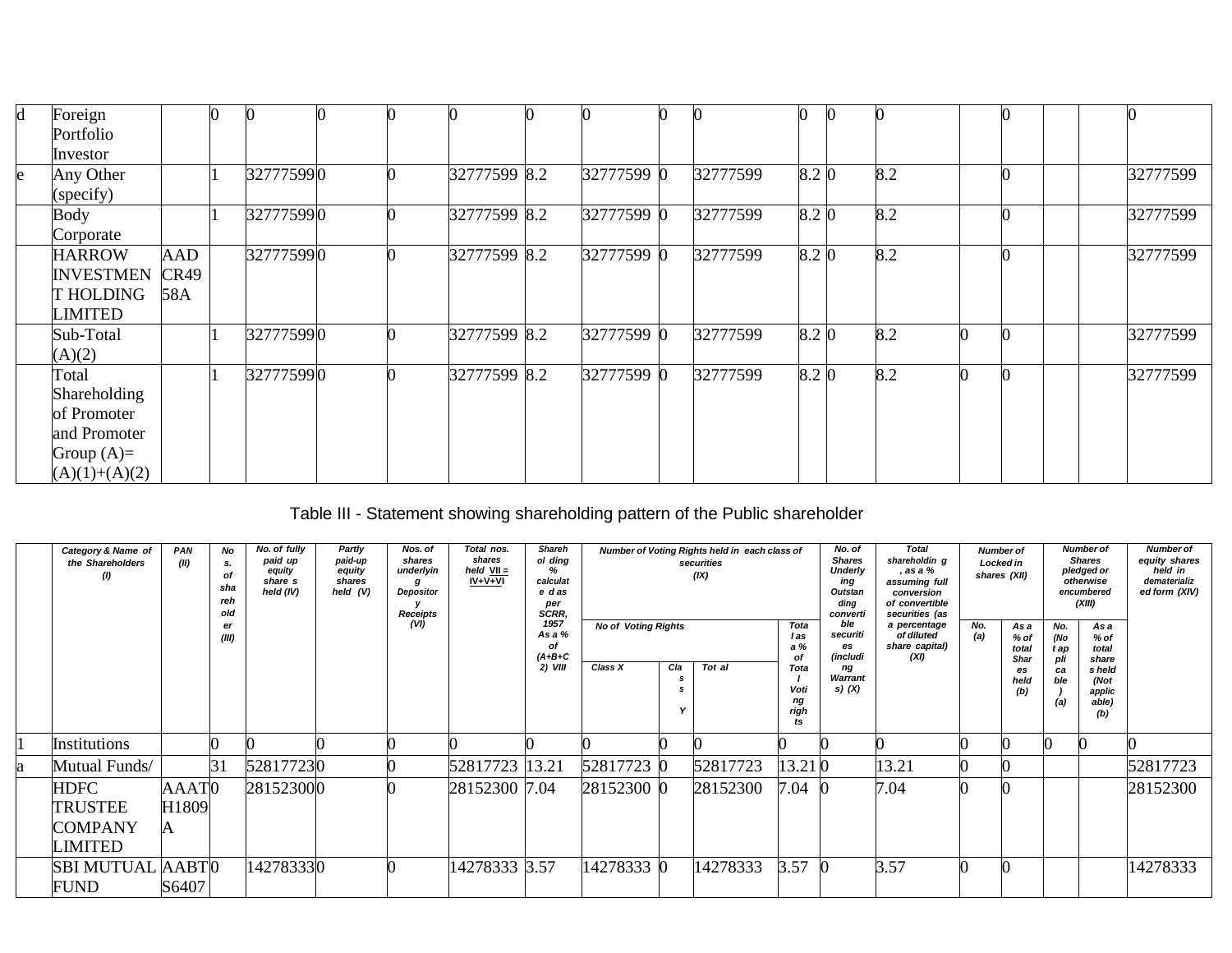| | Category & Name of the Shareholders (I) | PAN (II) | Nos. of shareholder (III) | No. of fully paid up equity shares held (IV) | Partly paid-up equity shares held (V) | Nos. of shares underlying Depository Receipts (VI) | Total nos. shares held VII = IV+V+VI | Shareholding % calculated as per SCRR, 1957 As a % of (A+B+C2) VIII | Number of Voting Rights held in each class of securities (IX) | | | | No. of Shares Underlying Outstanding convertible securities (including Warrants) (X) | Total shareholding, as a % assuming full conversion of convertible securities (as a percentage of diluted share capital) (XI) | Number of Locked in shares (XII) | | Number of Shares pledged or otherwise encumbered (XIII) | | Number of equity shares held in dematerialized form (XIV) |
|---|---|---|---|---|---|---|---|---|---|---|---|---|---|---|---|---|---|---|---|
| | | | | | | | | | No of Voting Rights | | | Total as a % of Total Voting rights | | | No. (a) | As a % of total Shares held (b) | No. (a) | As a % of total shares held (b) | |
| | | | | | | | | | Class X | Class Y | Total | | | | | | | | |
| d | Foreign Portfolio Investor | | 0 | 0 | 0 | 0 | 0 | 0 | 0 | 0 | 0 | 0 | 0 | 0 | | 0 | | | 0 |
| e | Any Other (specify) | | 1 | 32777599 | 0 | 0 | 32777599 | 8.2 | 32777599 | 0 | 32777599 | 8.2 | 0 | 8.2 | | 0 | | | 32777599 |
| | Body Corporate | | 1 | 32777599 | 0 | 0 | 32777599 | 8.2 | 32777599 | 0 | 32777599 | 8.2 | 0 | 8.2 | | 0 | | | 32777599 |
| | HARROW INVESTMENT HOLDING LIMITED | AADCR4958A | | 32777599 | 0 | 0 | 32777599 | 8.2 | 32777599 | 0 | 32777599 | 8.2 | 0 | 8.2 | | 0 | | | 32777599 |
| | Sub-Total (A)(2) | | 1 | 32777599 | 0 | 0 | 32777599 | 8.2 | 32777599 | 0 | 32777599 | 8.2 | 0 | 8.2 | 0 | 0 | | | 32777599 |
| | Total Shareholding of Promoter and Promoter Group (A)=(A)(1)+(A)(2) | | 1 | 32777599 | 0 | 0 | 32777599 | 8.2 | 32777599 | 0 | 32777599 | 8.2 | 0 | 8.2 | 0 | 0 | | | 32777599 |

Table III - Statement showing shareholding pattern of the Public shareholder

| | Category & Name of the Shareholders (I) | PAN (II) | Nos. of shareholder (III) | No. of fully paid up equity shares held (IV) | Partly paid-up equity shares held (V) | Nos. of shares underlying Depository Receipts (VI) | Total nos. shares held VII = IV+V+VI | Shareholding % calculated as per SCRR, 1957 As a % of (A+B+C2) VIII | Number of Voting Rights held in each class of securities (IX) | | | | No. of Shares Underlying Outstanding convertible securities (including Warrants) (X) | Total shareholding, as a % assuming full conversion of convertible securities (as a percentage of diluted share capital) (XI) | Number of Locked in shares (XII) | | Number of Shares pledged or otherwise encumbered (XIII) | | Number of equity shares held in dematerialized form (XIV) |
|---|---|---|---|---|---|---|---|---|---|---|---|---|---|---|---|---|---|---|---|
| | | | | | | | | | No of Voting Rights | | | Total as a % of Total Voting rights | | | No. (a) | As a % of total Shares held (b) | No. (Not applicable) (a) | As a % of total shares held (Not applicable) (b) | |
| | | | | | | | | | Class X | Class Y | Total | | | | | | | | |
| 1 | Institutions | | 0 | 0 | 0 | 0 | 0 | 0 | 0 | 0 | 0 | 0 | 0 | 0 | 0 | 0 | 0 | 0 | 0 |
| a | Mutual Funds/ | | 31 | 52817723 | 0 | 0 | 52817723 | 13.21 | 52817723 | 0 | 52817723 | 13.21 | 0 | 13.21 | 0 | 0 | | | 52817723 |
| | HDFC TRUSTEE COMPANY LIMITED | AAATH1809A | 0 | 28152300 | 0 | 0 | 28152300 | 7.04 | 28152300 | 0 | 28152300 | 7.04 | 0 | 7.04 | 0 | 0 | | | 28152300 |
| | SBI MUTUAL FUND | AABTS6407 | 0 | 14278333 | 0 | 0 | 14278333 | 3.57 | 14278333 | 0 | 14278333 | 3.57 | 0 | 3.57 | 0 | 0 | | | 14278333 |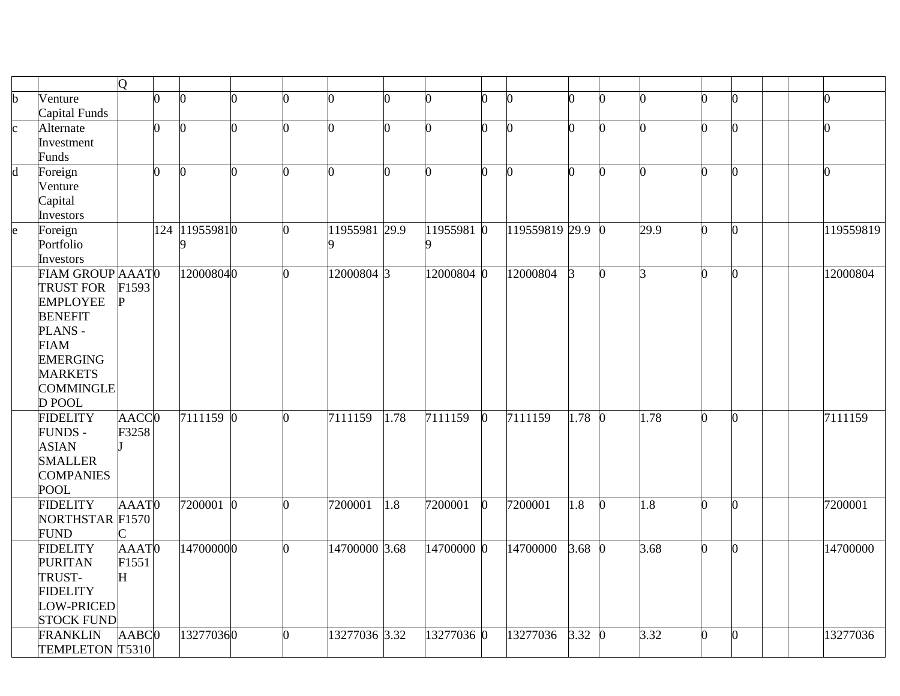|  |  | Q |  |  |  |  |  |  |  |  |  |  |  |  |  |  |  |  |  |
|---|---|---|---|---|---|---|---|---|---|---|---|---|---|---|---|---|---|---|---|
| b | Venture Capital Funds |  | 0 | 0 | 0 | 0 | 0 | 0 | 0 | 0 | 0 | 0 | 0 | 0 | 0 | 0 |  |  | 0 |
| c | Alternate Investment Funds |  | 0 | 0 | 0 | 0 | 0 | 0 | 0 | 0 | 0 | 0 | 0 | 0 | 0 | 0 |  |  | 0 |
| d | Foreign Venture Capital Investors |  | 0 | 0 | 0 | 0 | 0 | 0 | 0 | 0 | 0 | 0 | 0 | 0 | 0 | 0 |  |  | 0 |
| e | Foreign Portfolio Investors |  | 124 | 119559819 | 0 | 0 | 119559819 | 29.9 | 119559819 | 0 | 119559819 | 29.9 | 0 | 29.9 | 0 | 0 |  |  | 119559819 |
|  | FIAM GROUP TRUST FOR EMPLOYEE BENEFIT PLANS - FIAM EMERGING MARKETS COMMINGLED POOL | AAATF1593P | 0 | 12000804 | 0 | 0 | 12000804 | 3 | 12000804 | 0 | 12000804 | 3 | 0 | 3 | 0 | 0 |  |  | 12000804 |
|  | FIDELITY FUNDS - ASIAN SMALLER COMPANIES POOL | AACCF3258J | 0 | 7111159 | 0 | 0 | 7111159 | 1.78 | 7111159 | 0 | 7111159 | 1.78 | 0 | 1.78 | 0 | 0 |  |  | 7111159 |
|  | FIDELITY NORTHSTAR FUND | AAATF1570C | 0 | 7200001 | 0 | 0 | 7200001 | 1.8 | 7200001 | 0 | 7200001 | 1.8 | 0 | 1.8 | 0 | 0 |  |  | 7200001 |
|  | FIDELITY PURITAN TRUST-FIDELITY LOW-PRICED STOCK FUND | AAATF1551H | 0 | 14700000 | 0 | 0 | 14700000 | 3.68 | 14700000 | 0 | 14700000 | 3.68 | 0 | 3.68 | 0 | 0 |  |  | 14700000 |
|  | FRANKLIN TEMPLETON | AABCT5310 | 0 | 13277036 | 0 | 0 | 13277036 | 3.32 | 13277036 | 0 | 13277036 | 3.32 | 0 | 3.32 | 0 | 0 |  |  | 13277036 |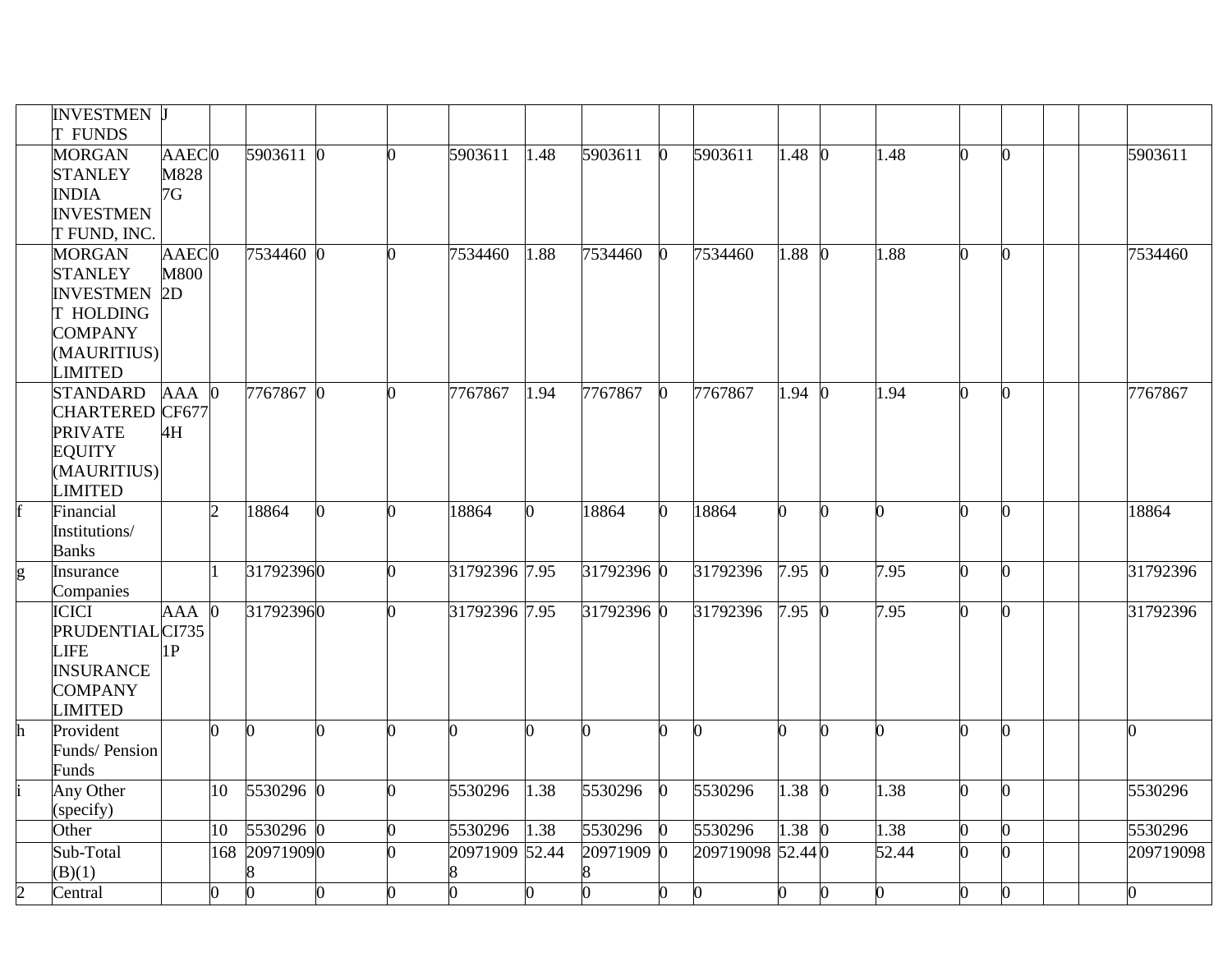| | | | | | | | | | | | | | | | | | | | | |
|---|---|---|---|---|---|---|---|---|---|---|---|---|---|---|---|---|---|---|---|---|
| | INVESTMENT FUNDS | J | | | | | | | | | | | | | | | | | | |
| | MORGAN STANLEY INDIA INVESTMENT FUND, INC. | AAECM8287G | 0 | 5903611 | 0 | 0 | 5903611 | 1.48 | 5903611 | 0 | 5903611 | 1.48 | 0 | 1.48 | 0 | 0 | | | 5903611 |
| | MORGAN STANLEY INVESTMENT HOLDING COMPANY (MAURITIUS) LIMITED | AAECM8002D | 0 | 7534460 | 0 | 0 | 7534460 | 1.88 | 7534460 | 0 | 7534460 | 1.88 | 0 | 1.88 | 0 | 0 | | | 7534460 |
| | STANDARD CHARTERED PRIVATE EQUITY (MAURITIUS) LIMITED | AAACF6774H | 0 | 7767867 | 0 | 0 | 7767867 | 1.94 | 7767867 | 0 | 7767867 | 1.94 | 0 | 1.94 | 0 | 0 | | | 7767867 |
| f | Financial Institutions/ Banks | | 2 | 18864 | 0 | 0 | 18864 | 0 | 18864 | 0 | 18864 | 0 | 0 | 0 | 0 | 0 | | | 18864 |
| g | Insurance Companies | | 1 | 31792396 | 0 | 0 | 31792396 | 7.95 | 31792396 | 0 | 31792396 | 7.95 | 0 | 7.95 | 0 | 0 | | | 31792396 |
| | ICICI PRUDENTIAL LIFE INSURANCE COMPANY LIMITED | AAACI7351P | 0 | 31792396 | 0 | 0 | 31792396 | 7.95 | 31792396 | 0 | 31792396 | 7.95 | 0 | 7.95 | 0 | 0 | | | 31792396 |
| h | Provident Funds/ Pension Funds | | 0 | 0 | 0 | 0 | 0 | 0 | 0 | 0 | 0 | 0 | 0 | 0 | 0 | 0 | | | 0 |
| i | Any Other (specify) | | 10 | 5530296 | 0 | 0 | 5530296 | 1.38 | 5530296 | 0 | 5530296 | 1.38 | 0 | 1.38 | 0 | 0 | | | 5530296 |
| | Other | | 10 | 5530296 | 0 | 0 | 5530296 | 1.38 | 5530296 | 0 | 5530296 | 1.38 | 0 | 1.38 | 0 | 0 | | | 5530296 |
| | Sub-Total (B)(1) | | 168 | 209719098 | 0 | 0 | 209719098 | 52.44 | 209719098 | 0 | 209719098 | 52.44 | 0 | 52.44 | 0 | 0 | | | 209719098 |
| 2 | Central | | 0 | 0 | 0 | 0 | 0 | 0 | 0 | 0 | 0 | 0 | 0 | 0 | 0 | 0 | | | 0 |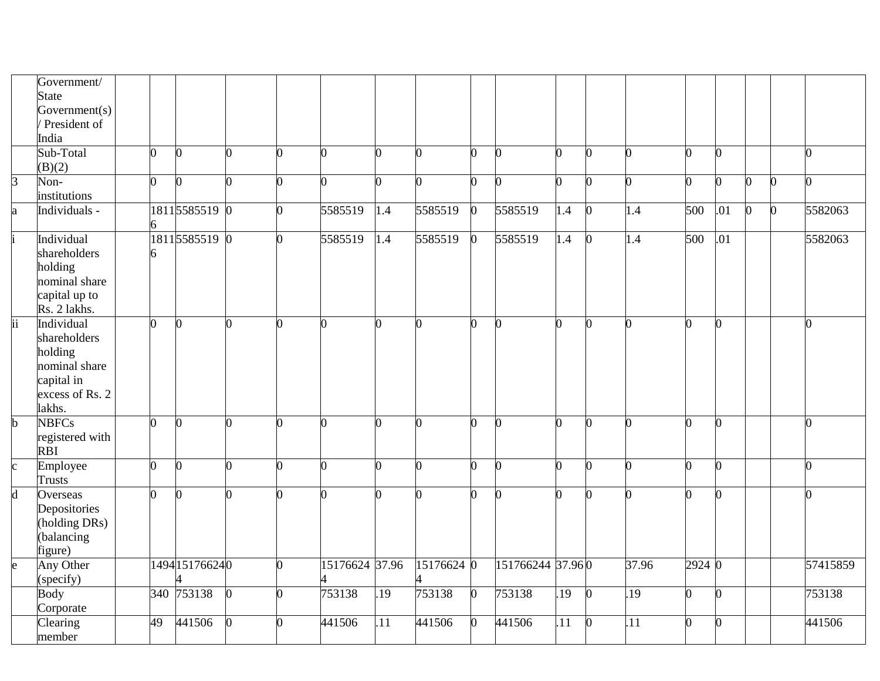| | Government/ State Government(s) / President of India | | | | | | | | | | | | | | | | | | |
|---|---|---|---|---|---|---|---|---|---|---|---|---|---|---|---|---|---|---|---|
| | Sub-Total (B)(2) | | 0 | 0 | 0 | 0 | 0 | 0 | 0 | 0 | 0 | 0 | 0 | 0 | 0 | 0 | | | 0 |
| 3 | Non-institutions | | 0 | 0 | 0 | 0 | 0 | 0 | 0 | 0 | 0 | 0 | 0 | 0 | 0 | 0 | 0 | 0 | 0 |
| a | Individuals - | | 18116 | 5585519 | 0 | 0 | 5585519 | 1.4 | 5585519 | 0 | 5585519 | 1.4 | 0 | 1.4 | 500 | .01 | 0 | 0 | 5582063 |
| i | Individual shareholders holding nominal share capital up to Rs. 2 lakhs. | | 18116 | 5585519 | 0 | 0 | 5585519 | 1.4 | 5585519 | 0 | 5585519 | 1.4 | 0 | 1.4 | 500 | .01 | | | 5582063 |
| ii | Individual shareholders holding nominal share capital in excess of Rs. 2 lakhs. | | 0 | 0 | 0 | 0 | 0 | 0 | 0 | 0 | 0 | 0 | 0 | 0 | 0 | 0 | | | 0 |
| b | NBFCs registered with RBI | | 0 | 0 | 0 | 0 | 0 | 0 | 0 | 0 | 0 | 0 | 0 | 0 | 0 | 0 | | | 0 |
| c | Employee Trusts | | 0 | 0 | 0 | 0 | 0 | 0 | 0 | 0 | 0 | 0 | 0 | 0 | 0 | 0 | | | 0 |
| d | Overseas Depositories (holding DRs) (balancing figure) | | 0 | 0 | 0 | 0 | 0 | 0 | 0 | 0 | 0 | 0 | 0 | 0 | 0 | 0 | | | 0 |
| e | Any Other (specify) | | 1494 | 151766244 | 0 | 0 | 151766244 | 37.96 | 151766244 | 0 | 151766244 | 37.96 | 0 | 37.96 | 2924 | 0 | | | 57415859 |
| | Body Corporate | | 340 | 753138 | 0 | 0 | 753138 | .19 | 753138 | 0 | 753138 | .19 | 0 | .19 | 0 | 0 | | | 753138 |
| | Clearing member | | 49 | 441506 | 0 | 0 | 441506 | .11 | 441506 | 0 | 441506 | .11 | 0 | .11 | 0 | 0 | | | 441506 |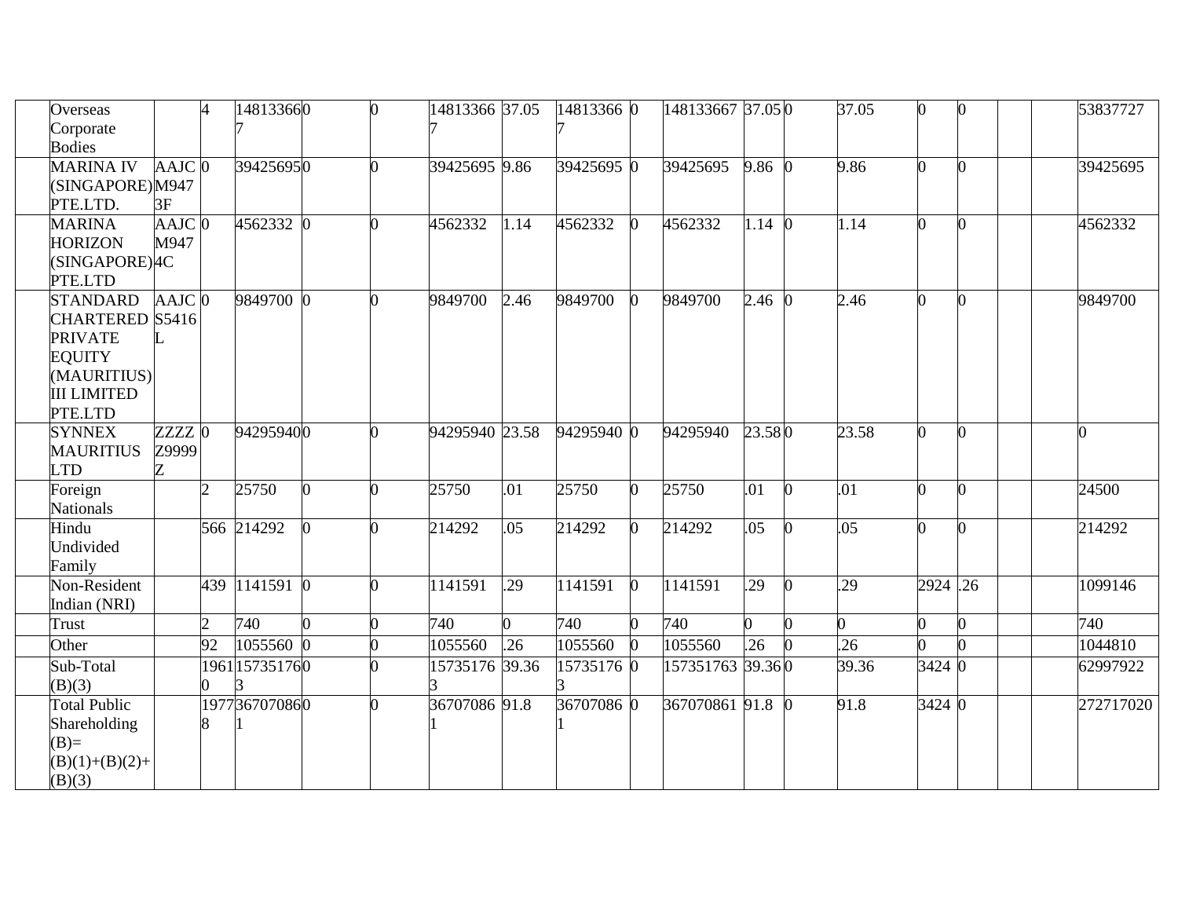| | | | | | | | | | | | | | | | | | | | |
|---|---|---|---|---|---|---|---|---|---|---|---|---|---|---|---|---|---|---|---|
| | Overseas Corporate Bodies | | 4 | 148133667 | 0 | 0 | 148133667 | 37.05 | 148133667 | 0 | 148133667 | 37.05 | 0 | 37.05 | 0 | 0 | | | 53837727 |
| | MARINA IV (SINGAPORE) PTE.LTD. | AAJCM9473F | 0 | 39425695 | 0 | 0 | 39425695 | 9.86 | 39425695 | 0 | 39425695 | 9.86 | 0 | 9.86 | 0 | 0 | | | 39425695 |
| | MARINA HORIZON (SINGAPORE) PTE.LTD | AAJCM9474C | 0 | 4562332 | 0 | 0 | 4562332 | 1.14 | 4562332 | 0 | 4562332 | 1.14 | 0 | 1.14 | 0 | 0 | | | 4562332 |
| | STANDARD CHARTERED PRIVATE EQUITY (MAURITIUS) III LIMITED PTE.LTD | AAJCS5416L | 0 | 9849700 | 0 | 0 | 9849700 | 2.46 | 9849700 | 0 | 9849700 | 2.46 | 0 | 2.46 | 0 | 0 | | | 9849700 |
| | SYNNEX MAURITIUS LTD | ZZZZZ9999Z | 0 | 94295940 | 0 | 0 | 94295940 | 23.58 | 94295940 | 0 | 94295940 | 23.58 | 0 | 23.58 | 0 | 0 | | | 0 |
| | Foreign Nationals | | 2 | 25750 | 0 | 0 | 25750 | .01 | 25750 | 0 | 25750 | .01 | 0 | .01 | 0 | 0 | | | 24500 |
| | Hindu Undivided Family | | 566 | 214292 | 0 | 0 | 214292 | .05 | 214292 | 0 | 214292 | .05 | 0 | .05 | 0 | 0 | | | 214292 |
| | Non-Resident Indian (NRI) | | 439 | 1141591 | 0 | 0 | 1141591 | .29 | 1141591 | 0 | 1141591 | .29 | 0 | .29 | 2924 | .26 | | | 1099146 |
| | Trust | | 2 | 740 | 0 | 0 | 740 | 0 | 740 | 0 | 740 | 0 | 0 | 0 | 0 | 0 | | | 740 |
| | Other | | 92 | 1055560 | 0 | 0 | 1055560 | .26 | 1055560 | 0 | 1055560 | .26 | 0 | .26 | 0 | 0 | | | 1044810 |
| | Sub-Total (B)(3) | | 19610 | 157351763 | 0 | 0 | 157351763 | 39.36 | 157351763 | 0 | 157351763 | 39.36 | 0 | 39.36 | 3424 | 0 | | | 62997922 |
| | Total Public Shareholding (B)= (B)(1)+(B)(2)+(B)(3) | | 19778 | 367070861 | 0 | 0 | 367070861 | 91.8 | 367070861 | 0 | 367070861 | 91.8 | 0 | 91.8 | 3424 | 0 | | | 272717020 |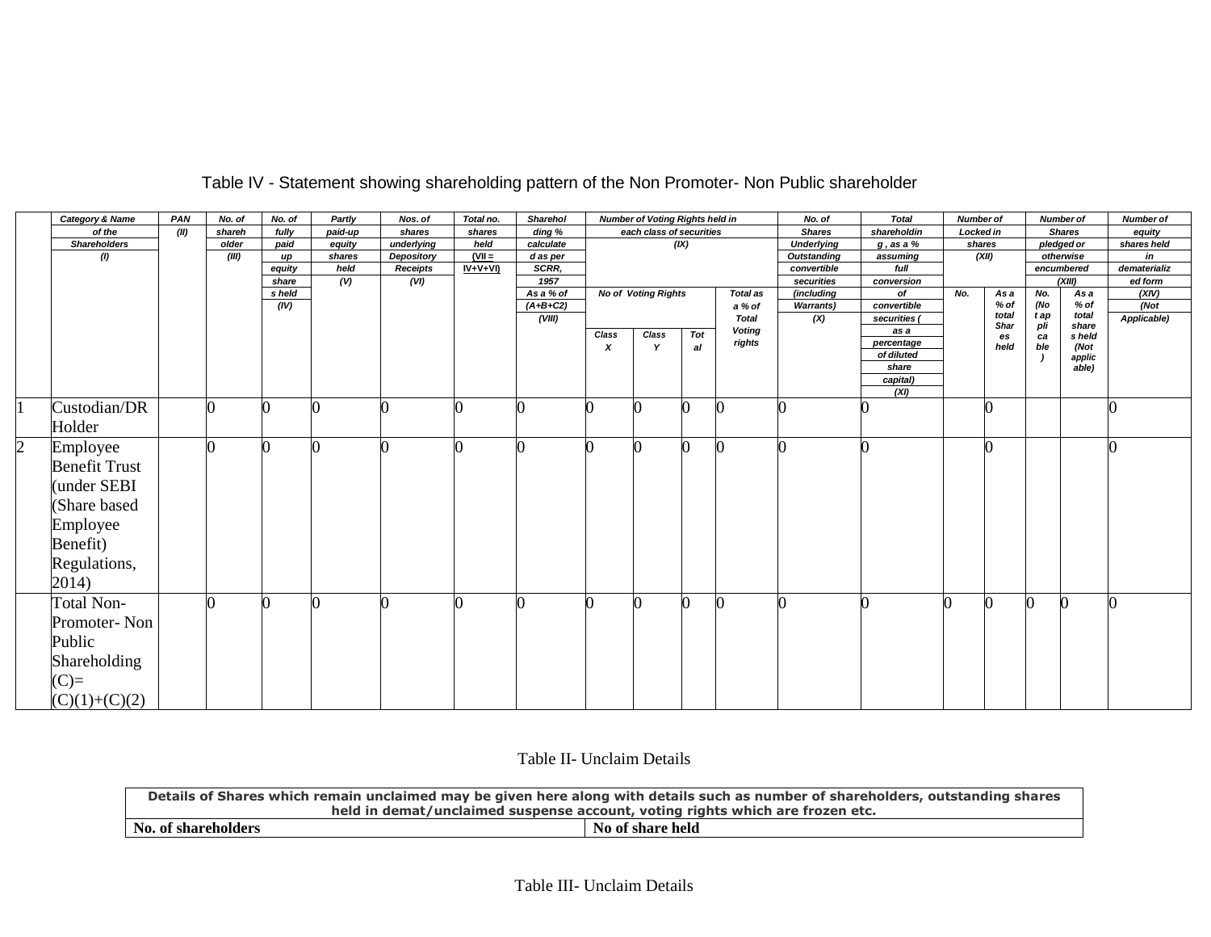## Table IV - Statement showing shareholding pattern of the Non Promoter- Non Public shareholder

| | Category & Name of the Shareholders (I) | PAN (II) | No. of shareholder (III) | No. of fully paid up equity shares held (IV) | Partly paid-up equity shares held (V) | Nos. of shares underlying Depository Receipts (VI) | Total no. shares held (VII = IV+V+VI) | Shareholding % calculated as per SCRR, 1957 As a % of (A+B+C2) (VIII) | Number of Voting Rights held in each class of securities (IX) | | | | No. of Shares Underlying Outstanding convertible securities (including Warrants) (X) | Total shareholding , as a % assuming full conversion of convertible securities ( as a percentage of diluted share capital) (XI) | Number of Locked in shares (XII) | | Number of Shares pledged or otherwise encumbered (XIII) | | Number of equity shares held in dematerialized form (XIV) (Not Applicable) |
|---|---|---|---|---|---|---|---|---|---|---|---|---|---|---|---|---|---|---|---|
| | | | | | | | | | No of Voting Rights | | | Total as a % of Total Voting rights | | | No. | As a % of total Shares held | No. (Not applicable) | As a % of total shares held (Not applicable) | |
| | | | | | | | | | Class X | Class Y | Total | | | | | | | | |
| 1 | Custodian/DR Holder | | 0 | 0 | 0 | 0 | 0 | 0 | 0 | 0 | 0 | 0 | 0 | 0 | | 0 | | | 0 |
| 2 | Employee Benefit Trust (under SEBI (Share based Employee Benefit) Regulations, 2014) | | 0 | 0 | 0 | 0 | 0 | 0 | 0 | 0 | 0 | 0 | 0 | 0 | | 0 | | | 0 |
| | Total Non-Promoter- Non Public Shareholding (C)= (C)(1)+(C)(2) | | 0 | 0 | 0 | 0 | 0 | 0 | 0 | 0 | 0 | 0 | 0 | 0 | 0 | 0 | 0 | 0 | 0 |

## Table II- Unclaim Details

| Details of Shares which remain unclaimed may be given here along with details such as number of shareholders, outstanding shares held in demat/unclaimed suspense account, voting rights which are frozen etc. | |
|---|---|
| **No. of shareholders** | **No of share held** |

## Table III- Unclaim Details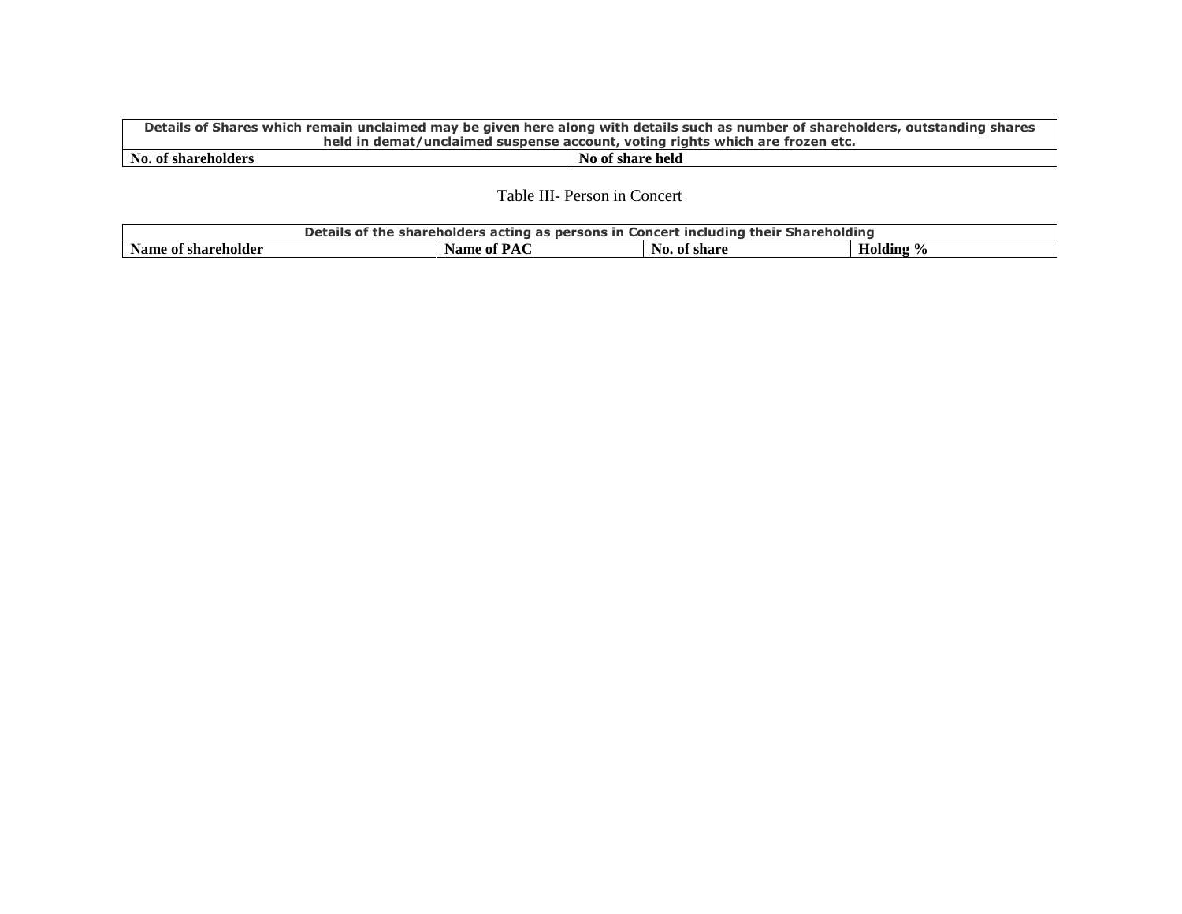| Details of Shares which remain unclaimed may be given here along with details such as number of shareholders, outstanding shares held in demat/unclaimed suspense account, voting rights which are frozen etc. | |
|---|---|
| **No. of shareholders** | **No of share held** |

Table III- Person in Concert

| Details of the shareholders acting as persons in Concert including their Shareholding | | | |
|---|---|---|---|
| **Name of shareholder** | **Name of PAC** | **No. of share** | **Holding %** |